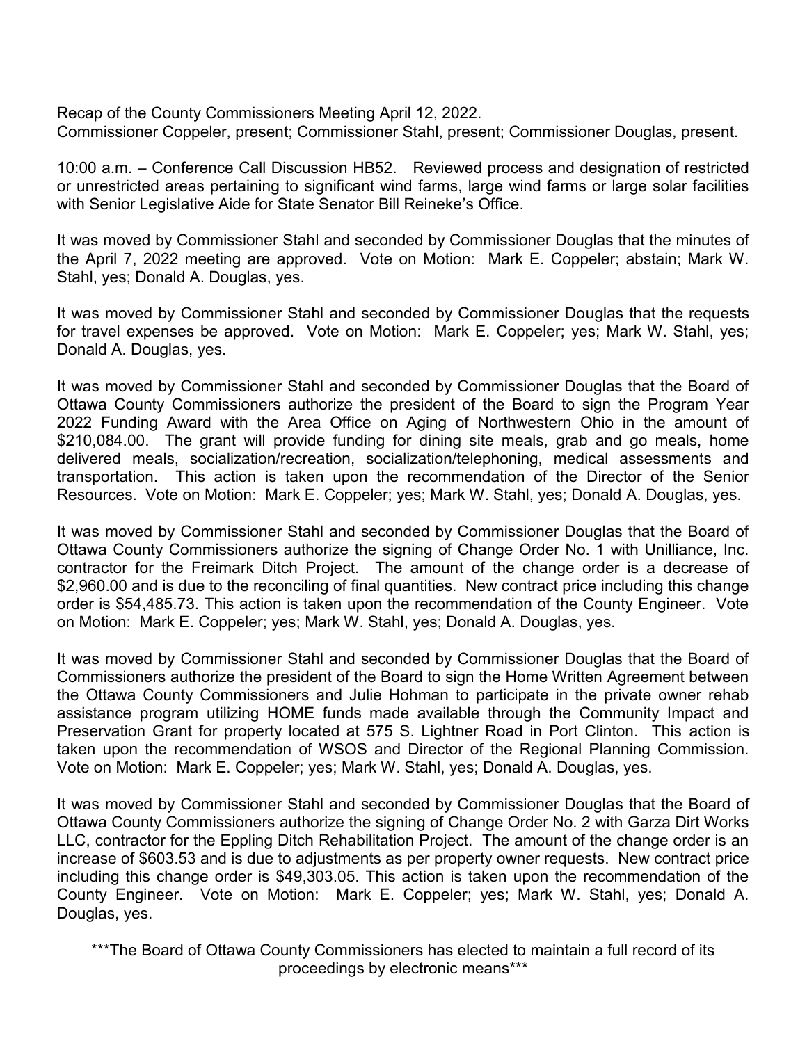Recap of the County Commissioners Meeting April 12, 2022.
Commissioner Coppeler, present; Commissioner Stahl, present; Commissioner Douglas, present.

10:00 a.m. – Conference Call Discussion HB52. Reviewed process and designation of restricted or unrestricted areas pertaining to significant wind farms, large wind farms or large solar facilities with Senior Legislative Aide for State Senator Bill Reineke's Office.

It was moved by Commissioner Stahl and seconded by Commissioner Douglas that the minutes of the April 7, 2022 meeting are approved. Vote on Motion: Mark E. Coppeler; abstain; Mark W. Stahl, yes; Donald A. Douglas, yes.

It was moved by Commissioner Stahl and seconded by Commissioner Douglas that the requests for travel expenses be approved. Vote on Motion: Mark E. Coppeler; yes; Mark W. Stahl, yes; Donald A. Douglas, yes.

It was moved by Commissioner Stahl and seconded by Commissioner Douglas that the Board of Ottawa County Commissioners authorize the president of the Board to sign the Program Year 2022 Funding Award with the Area Office on Aging of Northwestern Ohio in the amount of $210,084.00. The grant will provide funding for dining site meals, grab and go meals, home delivered meals, socialization/recreation, socialization/telephoning, medical assessments and transportation. This action is taken upon the recommendation of the Director of the Senior Resources. Vote on Motion: Mark E. Coppeler; yes; Mark W. Stahl, yes; Donald A. Douglas, yes.

It was moved by Commissioner Stahl and seconded by Commissioner Douglas that the Board of Ottawa County Commissioners authorize the signing of Change Order No. 1 with Unilliance, Inc. contractor for the Freimark Ditch Project. The amount of the change order is a decrease of $2,960.00 and is due to the reconciling of final quantities. New contract price including this change order is $54,485.73. This action is taken upon the recommendation of the County Engineer. Vote on Motion: Mark E. Coppeler; yes; Mark W. Stahl, yes; Donald A. Douglas, yes.

It was moved by Commissioner Stahl and seconded by Commissioner Douglas that the Board of Commissioners authorize the president of the Board to sign the Home Written Agreement between the Ottawa County Commissioners and Julie Hohman to participate in the private owner rehab assistance program utilizing HOME funds made available through the Community Impact and Preservation Grant for property located at 575 S. Lightner Road in Port Clinton. This action is taken upon the recommendation of WSOS and Director of the Regional Planning Commission. Vote on Motion: Mark E. Coppeler; yes; Mark W. Stahl, yes; Donald A. Douglas, yes.

It was moved by Commissioner Stahl and seconded by Commissioner Douglas that the Board of Ottawa County Commissioners authorize the signing of Change Order No. 2 with Garza Dirt Works LLC, contractor for the Eppling Ditch Rehabilitation Project. The amount of the change order is an increase of $603.53 and is due to adjustments as per property owner requests. New contract price including this change order is $49,303.05. This action is taken upon the recommendation of the County Engineer. Vote on Motion: Mark E. Coppeler; yes; Mark W. Stahl, yes; Donald A. Douglas, yes.

***The Board of Ottawa County Commissioners has elected to maintain a full record of its proceedings by electronic means***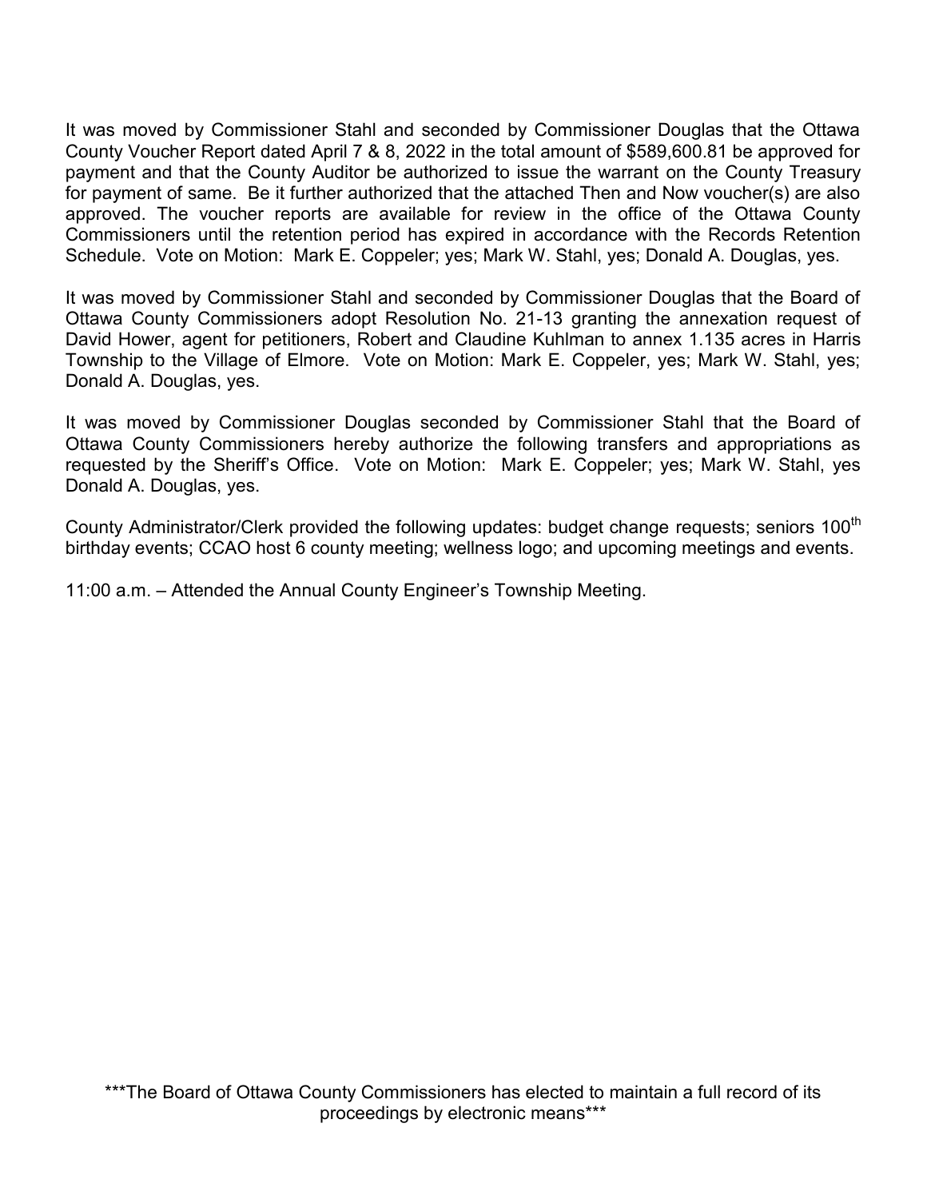It was moved by Commissioner Stahl and seconded by Commissioner Douglas that the Ottawa County Voucher Report dated April 7 & 8, 2022 in the total amount of $589,600.81 be approved for payment and that the County Auditor be authorized to issue the warrant on the County Treasury for payment of same. Be it further authorized that the attached Then and Now voucher(s) are also approved. The voucher reports are available for review in the office of the Ottawa County Commissioners until the retention period has expired in accordance with the Records Retention Schedule. Vote on Motion: Mark E. Coppeler; yes; Mark W. Stahl, yes; Donald A. Douglas, yes.

It was moved by Commissioner Stahl and seconded by Commissioner Douglas that the Board of Ottawa County Commissioners adopt Resolution No. 21-13 granting the annexation request of David Hower, agent for petitioners, Robert and Claudine Kuhlman to annex 1.135 acres in Harris Township to the Village of Elmore. Vote on Motion: Mark E. Coppeler, yes; Mark W. Stahl, yes; Donald A. Douglas, yes.

It was moved by Commissioner Douglas seconded by Commissioner Stahl that the Board of Ottawa County Commissioners hereby authorize the following transfers and appropriations as requested by the Sheriff's Office. Vote on Motion: Mark E. Coppeler; yes; Mark W. Stahl, yes Donald A. Douglas, yes.

County Administrator/Clerk provided the following updates: budget change requests; seniors 100th birthday events; CCAO host 6 county meeting; wellness logo; and upcoming meetings and events.

11:00 a.m. – Attended the Annual County Engineer's Township Meeting.

\*\*\*The Board of Ottawa County Commissioners has elected to maintain a full record of its proceedings by electronic means\*\*\*